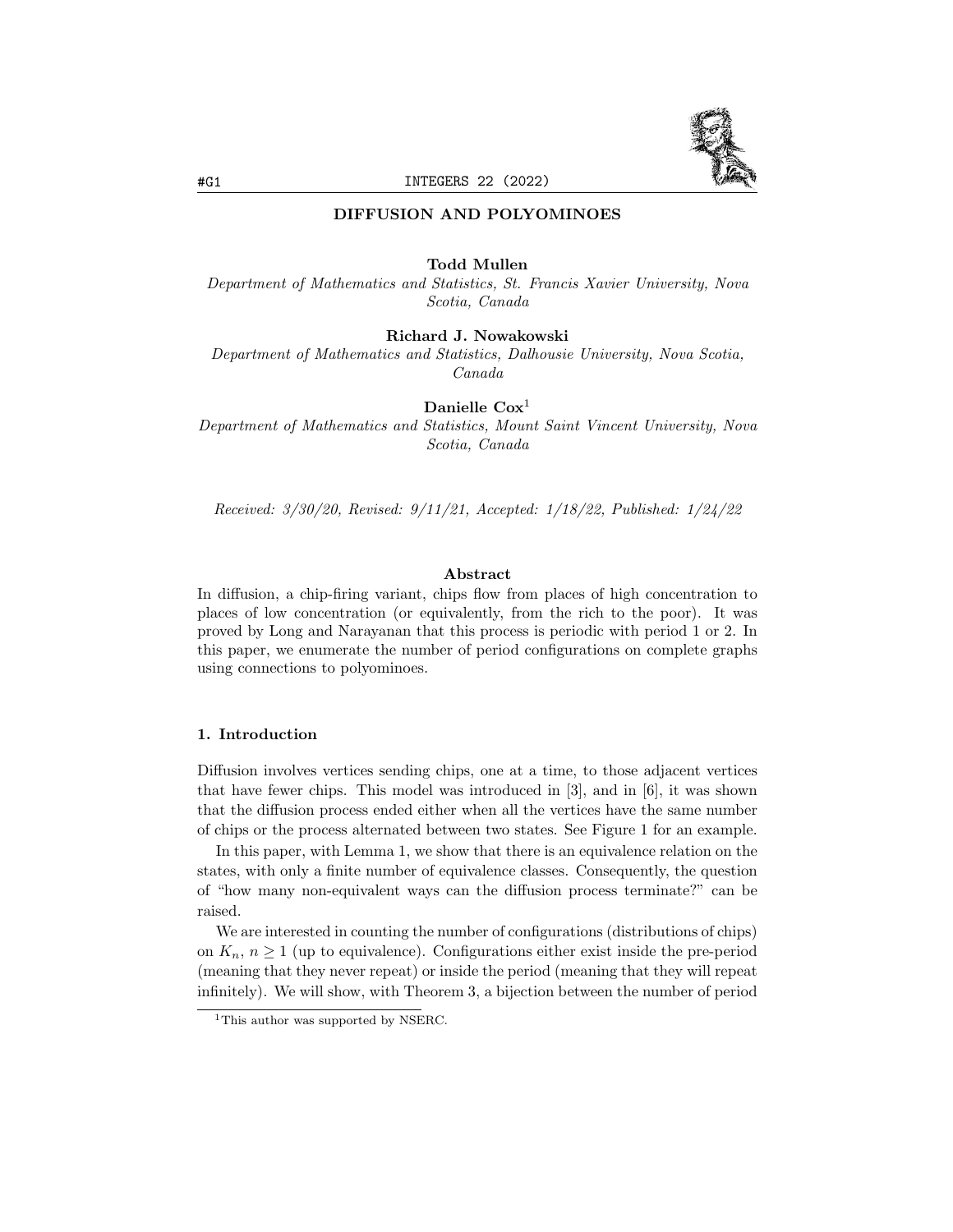# DIFFUSION AND POLYOMINOES

**Todd Mullen**
*Department of Mathematics and Statistics, St. Francis Xavier University, Nova Scotia, Canada*

**Richard J. Nowakowski**
*Department of Mathematics and Statistics, Dalhousie University, Nova Scotia, Canada*

**Danielle Cox**[1]
*Department of Mathematics and Statistics, Mount Saint Vincent University, Nova Scotia, Canada*

*Received: 3/30/20, Revised: 9/11/21, Accepted: 1/18/22, Published: 1/24/22*

### Abstract

In diffusion, a chip-firing variant, chips flow from places of high concentration to places of low concentration (or equivalently, from the rich to the poor). It was proved by Long and Narayanan that this process is periodic with period 1 or 2. In this paper, we enumerate the number of period configurations on complete graphs using connections to polyominoes.

## 1. Introduction

Diffusion involves vertices sending chips, one at a time, to those adjacent vertices that have fewer chips. This model was introduced in [3], and in [6], it was shown that the diffusion process ended either when all the vertices have the same number of chips or the process alternated between two states. See Figure 1 for an example.

In this paper, with Lemma 1, we show that there is an equivalence relation on the states, with only a finite number of equivalence classes. Consequently, the question of "how many non-equivalent ways can the diffusion process terminate?" can be raised.

We are interested in counting the number of configurations (distributions of chips) on $K_n$, $n \geq 1$ (up to equivalence). Configurations either exist inside the pre-period (meaning that they never repeat) or inside the period (meaning that they will repeat infinitely). We will show, with Theorem 3, a bijection between the number of period

[1]This author was supported by NSERC.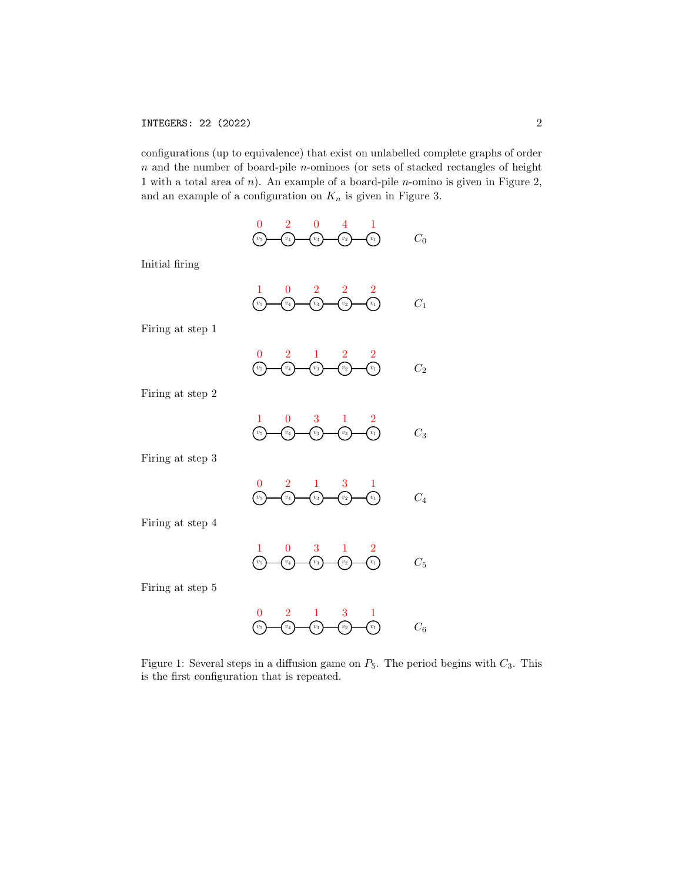configurations (up to equivalence) that exist on unlabelled complete graphs of order $n$ and the number of board-pile $n$-ominoes (or sets of stacked rectangles of height 1 with a total area of $n$). An example of a board-pile $n$-omino is given in Figure 2, and an example of a configuration on $K_n$ is given in Figure 3.

| | $v_5$ | $v_4$ | $v_3$ | $v_2$ | $v_1$ | |
|---|---|---|---|---|---|---|
| | 0 | 2 | 0 | 4 | 1 | $C_0$ |
| Initial firing | | | | | | |
| | 1 | 0 | 2 | 2 | 2 | $C_1$ |
| Firing at step 1 | | | | | | |
| | 0 | 2 | 1 | 2 | 2 | $C_2$ |
| Firing at step 2 | | | | | | |
| | 1 | 0 | 3 | 1 | 2 | $C_3$ |
| Firing at step 3 | | | | | | |
| | 0 | 2 | 1 | 3 | 1 | $C_4$ |
| Firing at step 4 | | | | | | |
| | 1 | 0 | 3 | 1 | 2 | $C_5$ |
| Firing at step 5 | | | | | | |
| | 0 | 2 | 1 | 3 | 1 | $C_6$ |

Figure 1: Several steps in a diffusion game on $P_5$. The period begins with $C_3$. This is the first configuration that is repeated.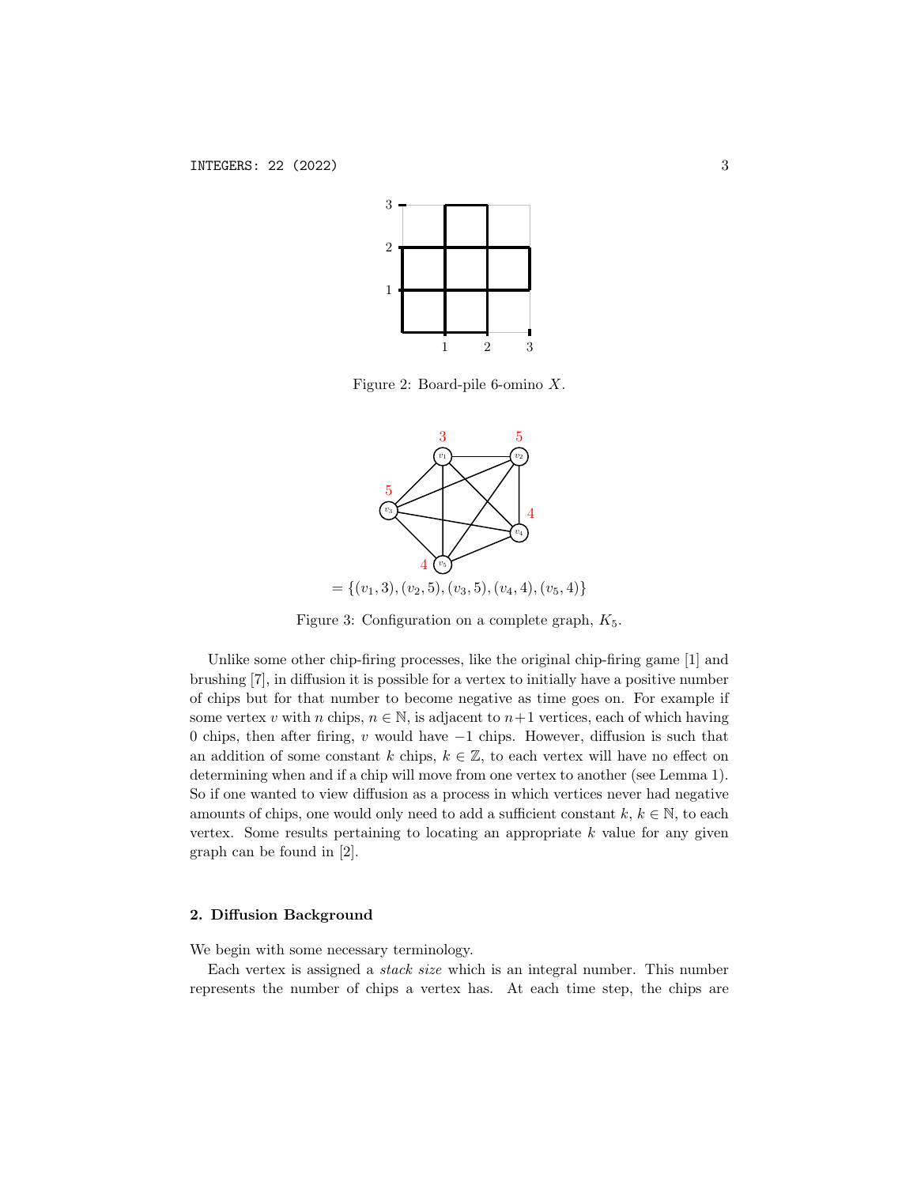Figure 2: Board-pile 6-omino $X$.

$= \{(v_1, 3), (v_2, 5), (v_3, 5), (v_4, 4), (v_5, 4)\}$

Figure 3: Configuration on a complete graph, $K_5$.

Unlike some other chip-firing processes, like the original chip-firing game [1] and brushing [7], in diffusion it is possible for a vertex to initially have a positive number of chips but for that number to become negative as time goes on. For example if some vertex $v$ with $n$ chips, $n \in \mathbb{N}$, is adjacent to $n+1$ vertices, each of which having 0 chips, then after firing, $v$ would have $-1$ chips. However, diffusion is such that an addition of some constant $k$ chips, $k \in \mathbb{Z}$, to each vertex will have no effect on determining when and if a chip will move from one vertex to another (see Lemma 1). So if one wanted to view diffusion as a process in which vertices never had negative amounts of chips, one would only need to add a sufficient constant $k$, $k \in \mathbb{N}$, to each vertex. Some results pertaining to locating an appropriate $k$ value for any given graph can be found in [2].

## 2. Diffusion Background

We begin with some necessary terminology.

Each vertex is assigned a *stack size* which is an integral number. This number represents the number of chips a vertex has. At each time step, the chips are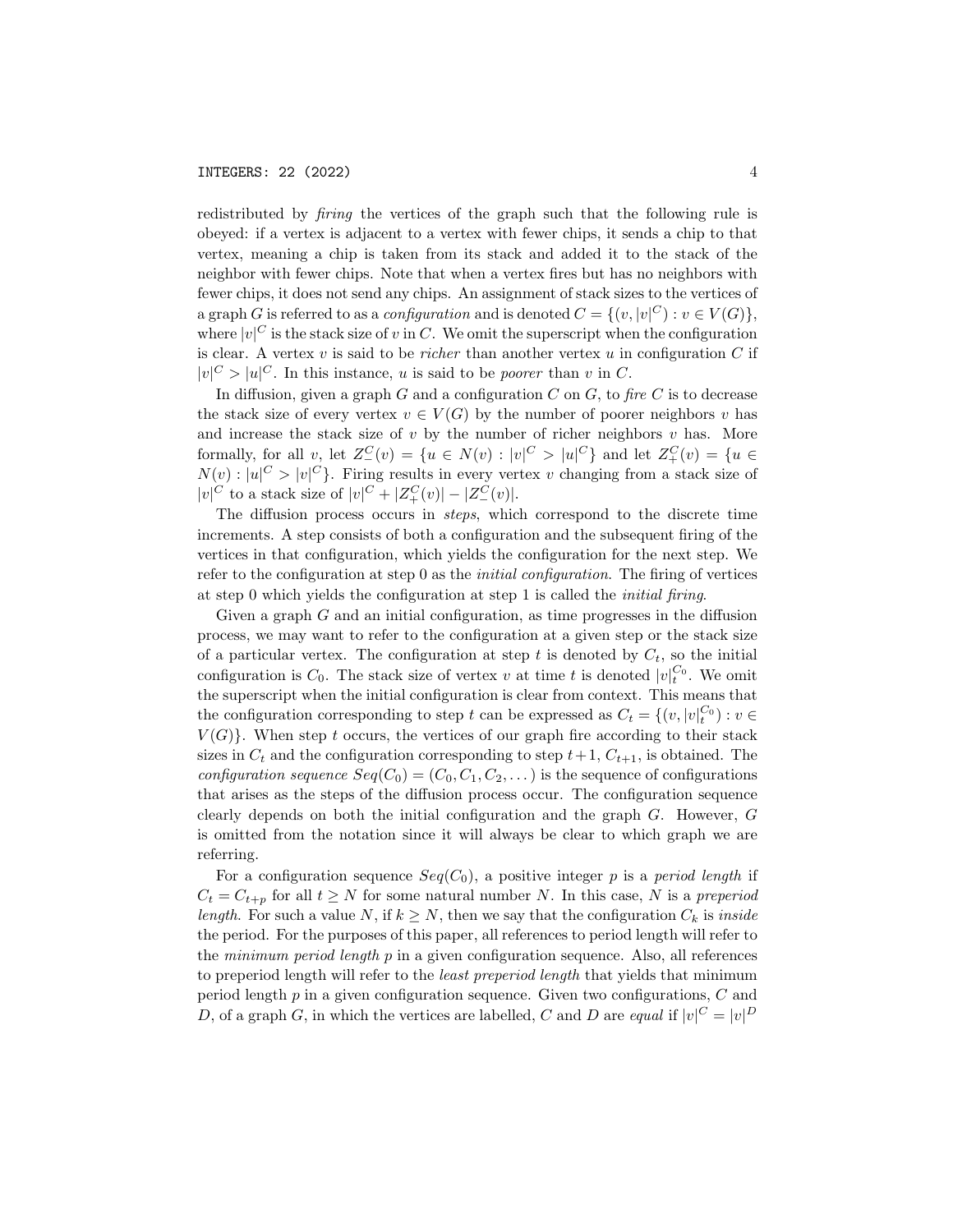redistributed by *firing* the vertices of the graph such that the following rule is obeyed: if a vertex is adjacent to a vertex with fewer chips, it sends a chip to that vertex, meaning a chip is taken from its stack and added it to the stack of the neighbor with fewer chips. Note that when a vertex fires but has no neighbors with fewer chips, it does not send any chips. An assignment of stack sizes to the vertices of a graph $G$ is referred to as a *configuration* and is denoted $C = \{(v, |v|^C) : v \in V(G)\}$, where $|v|^C$ is the stack size of $v$ in $C$. We omit the superscript when the configuration is clear. A vertex $v$ is said to be *richer* than another vertex $u$ in configuration $C$ if $|v|^C > |u|^C$. In this instance, $u$ is said to be *poorer* than $v$ in $C$.

In diffusion, given a graph $G$ and a configuration $C$ on $G$, to *fire* $C$ is to decrease the stack size of every vertex $v \in V(G)$ by the number of poorer neighbors $v$ has and increase the stack size of $v$ by the number of richer neighbors $v$ has. More formally, for all $v$, let $Z_-^C(v) = \{u \in N(v) : |v|^C > |u|^C\}$ and let $Z_+^C(v) = \{u \in N(v) : |u|^C > |v|^C\}$. Firing results in every vertex $v$ changing from a stack size of $|v|^C$ to a stack size of $|v|^C + |Z_+^C(v)| - |Z_-^C(v)|$.

The diffusion process occurs in *steps*, which correspond to the discrete time increments. A step consists of both a configuration and the subsequent firing of the vertices in that configuration, which yields the configuration for the next step. We refer to the configuration at step 0 as the *initial configuration*. The firing of vertices at step 0 which yields the configuration at step 1 is called the *initial firing*.

Given a graph $G$ and an initial configuration, as time progresses in the diffusion process, we may want to refer to the configuration at a given step or the stack size of a particular vertex. The configuration at step $t$ is denoted by $C_t$, so the initial configuration is $C_0$. The stack size of vertex $v$ at time $t$ is denoted $|v|_t^{C_0}$. We omit the superscript when the initial configuration is clear from context. This means that the configuration corresponding to step $t$ can be expressed as $C_t = \{(v, |v|_t^{C_0}) : v \in V(G)\}$. When step $t$ occurs, the vertices of our graph fire according to their stack sizes in $C_t$ and the configuration corresponding to step $t+1$, $C_{t+1}$, is obtained. The *configuration sequence* $Seq(C_0) = (C_0, C_1, C_2, \dots)$ is the sequence of configurations that arises as the steps of the diffusion process occur. The configuration sequence clearly depends on both the initial configuration and the graph $G$. However, $G$ is omitted from the notation since it will always be clear to which graph we are referring.

For a configuration sequence $Seq(C_0)$, a positive integer $p$ is a *period length* if $C_t = C_{t+p}$ for all $t \geq N$ for some natural number $N$. In this case, $N$ is a *preperiod length*. For such a value $N$, if $k \geq N$, then we say that the configuration $C_k$ is *inside* the period. For the purposes of this paper, all references to period length will refer to the *minimum period length* $p$ in a given configuration sequence. Also, all references to preperiod length will refer to the *least preperiod length* that yields that minimum period length $p$ in a given configuration sequence. Given two configurations, $C$ and $D$, of a graph $G$, in which the vertices are labelled, $C$ and $D$ are *equal* if $|v|^C = |v|^D$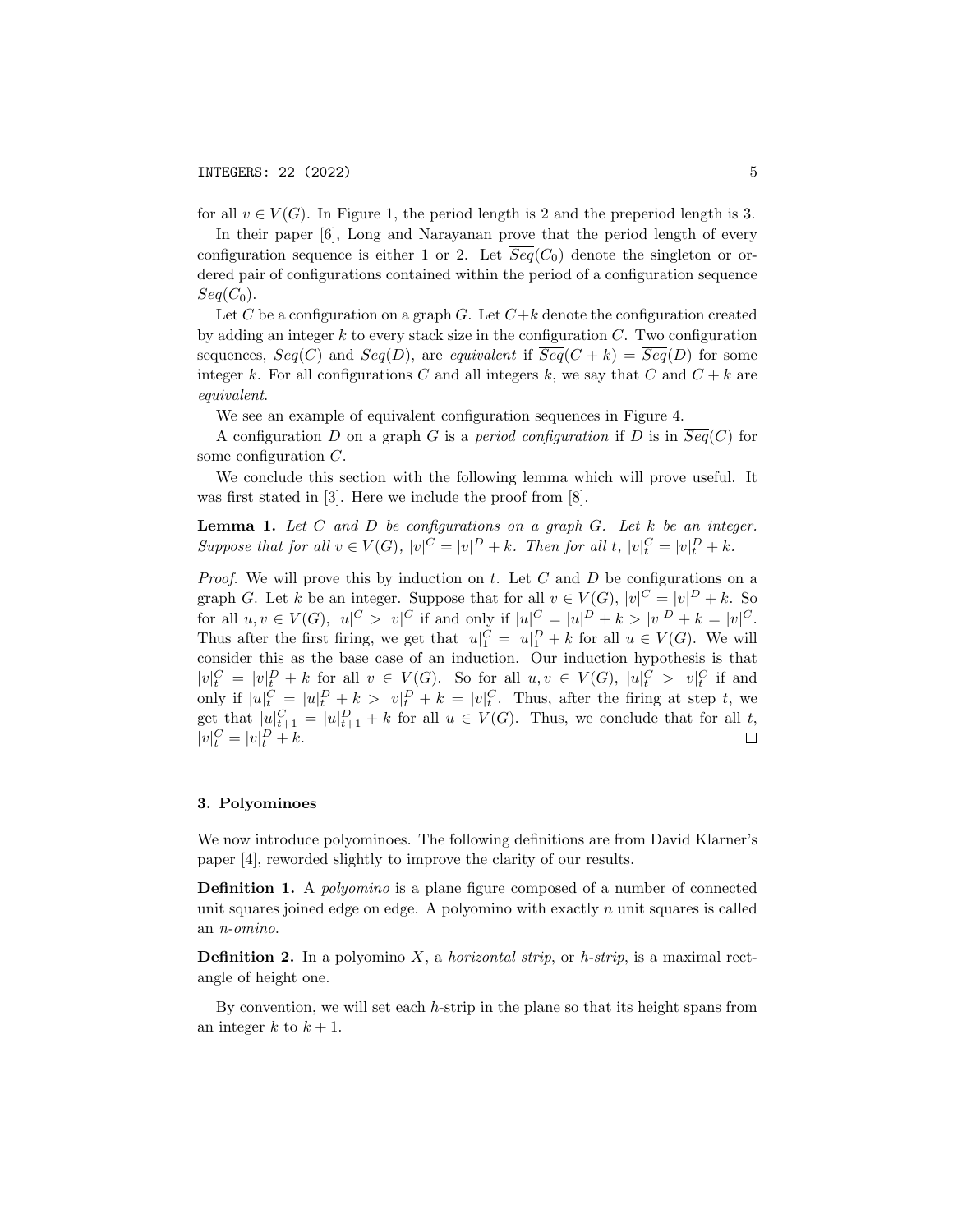for all $v \in V(G)$. In Figure 1, the period length is 2 and the preperiod length is 3.

In their paper [6], Long and Narayanan prove that the period length of every configuration sequence is either 1 or 2. Let $\overline{Seq}(C_0)$ denote the singleton or ordered pair of configurations contained within the period of a configuration sequence $Seq(C_0)$.

Let $C$ be a configuration on a graph $G$. Let $C+k$ denote the configuration created by adding an integer $k$ to every stack size in the configuration $C$. Two configuration sequences, $Seq(C)$ and $Seq(D)$, are *equivalent* if $\overline{Seq}(C+k) = \overline{Seq}(D)$ for some integer $k$. For all configurations $C$ and all integers $k$, we say that $C$ and $C+k$ are *equivalent*.

We see an example of equivalent configuration sequences in Figure 4.

A configuration $D$ on a graph $G$ is a *period configuration* if $D$ is in $\overline{Seq}(C)$ for some configuration $C$.

We conclude this section with the following lemma which will prove useful. It was first stated in [3]. Here we include the proof from [8].

**Lemma 1.** *Let $C$ and $D$ be configurations on a graph $G$. Let $k$ be an integer. Suppose that for all $v \in V(G)$, $|v|^C = |v|^D + k$. Then for all $t$, $|v|^C_t = |v|^D_t + k$.*

*Proof.* We will prove this by induction on $t$. Let $C$ and $D$ be configurations on a graph $G$. Let $k$ be an integer. Suppose that for all $v \in V(G)$, $|v|^C = |v|^D + k$. So for all $u, v \in V(G)$, $|u|^C > |v|^C$ if and only if $|u|^C = |u|^D + k > |v|^D + k = |v|^C$. Thus after the first firing, we get that $|u|^C_1 = |u|^D_1 + k$ for all $u \in V(G)$. We will consider this as the base case of an induction. Our induction hypothesis is that $|v|^C_t = |v|^D_t + k$ for all $v \in V(G)$. So for all $u, v \in V(G)$, $|u|^C_t > |v|^C_t$ if and only if $|u|^C_t = |u|^D_t + k > |v|^D_t + k = |v|^C_t$. Thus, after the firing at step $t$, we get that $|u|^C_{t+1} = |u|^D_{t+1} + k$ for all $u \in V(G)$. Thus, we conclude that for all $t$, $|v|^C_t = |v|^D_t + k$. □

## 3. Polyominoes

We now introduce polyominoes. The following definitions are from David Klarner's paper [4], reworded slightly to improve the clarity of our results.

**Definition 1.** A *polyomino* is a plane figure composed of a number of connected unit squares joined edge on edge. A polyomino with exactly $n$ unit squares is called an *$n$-omino*.

**Definition 2.** In a polyomino $X$, a *horizontal strip*, or *h-strip*, is a maximal rectangle of height one.

By convention, we will set each $h$-strip in the plane so that its height spans from an integer $k$ to $k+1$.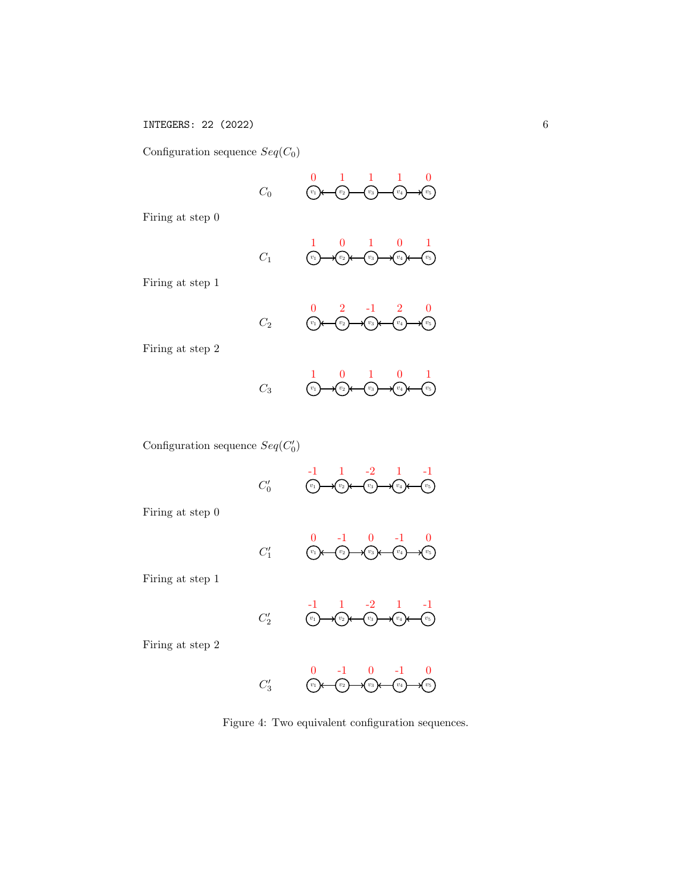Configuration sequence $Seq(C_0)$

$C_0$: values 0, 1, 1, 1, 0 on $v_1, v_2, v_3, v_4, v_5$

Firing at step 0

$C_1$: values 1, 0, 1, 0, 1

Firing at step 1

$C_2$: values 0, 2, -1, 2, 0

Firing at step 2

$C_3$: values 1, 0, 1, 0, 1

Configuration sequence $Seq(C'_0)$

$C'_0$: values -1, 1, -2, 1, -1

Firing at step 0

$C'_1$: values 0, -1, 0, -1, 0

Firing at step 1

$C'_2$: values -1, 1, -2, 1, -1

Firing at step 2

$C'_3$: values 0, -1, 0, -1, 0

Figure 4: Two equivalent configuration sequences.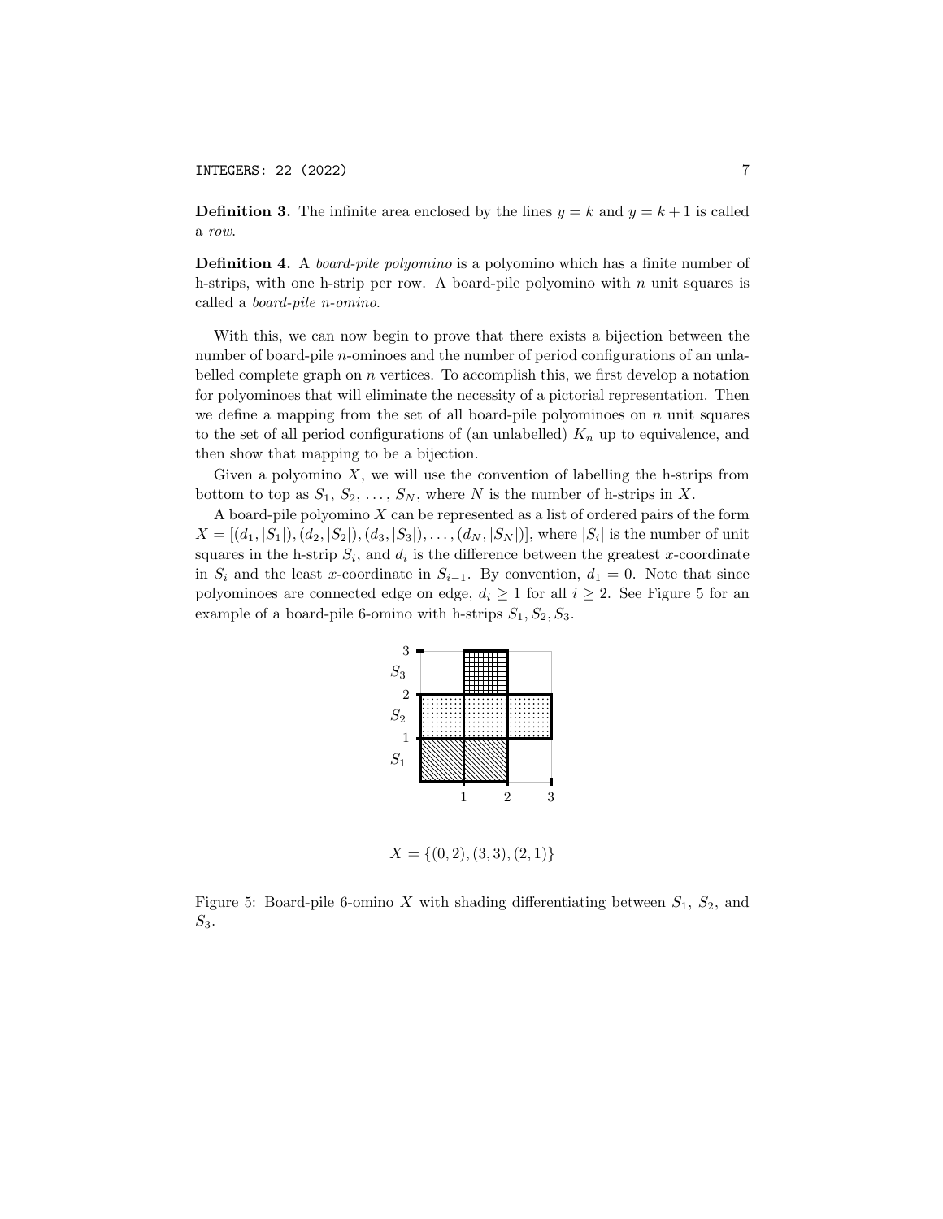**Definition 3.** The infinite area enclosed by the lines $y = k$ and $y = k + 1$ is called a *row*.

**Definition 4.** A *board-pile polyomino* is a polyomino which has a finite number of h-strips, with one h-strip per row. A board-pile polyomino with $n$ unit squares is called a *board-pile n-omino*.

With this, we can now begin to prove that there exists a bijection between the number of board-pile $n$-ominoes and the number of period configurations of an unlabelled complete graph on $n$ vertices. To accomplish this, we first develop a notation for polyominoes that will eliminate the necessity of a pictorial representation. Then we define a mapping from the set of all board-pile polyominoes on $n$ unit squares to the set of all period configurations of (an unlabelled) $K_n$ up to equivalence, and then show that mapping to be a bijection.

Given a polyomino $X$, we will use the convention of labelling the h-strips from bottom to top as $S_1, S_2, \ldots, S_N$, where $N$ is the number of h-strips in $X$.

A board-pile polyomino $X$ can be represented as a list of ordered pairs of the form $X = [(d_1, |S_1|), (d_2, |S_2|), (d_3, |S_3|), \ldots, (d_N, |S_N|)]$, where $|S_i|$ is the number of unit squares in the h-strip $S_i$, and $d_i$ is the difference between the greatest $x$-coordinate in $S_i$ and the least $x$-coordinate in $S_{i-1}$. By convention, $d_1 = 0$. Note that since polyominoes are connected edge on edge, $d_i \geq 1$ for all $i \geq 2$. See Figure 5 for an example of a board-pile 6-omino with h-strips $S_1, S_2, S_3$.

$X = \{(0, 2), (3, 3), (2, 1)\}$

Figure 5: Board-pile 6-omino $X$ with shading differentiating between $S_1$, $S_2$, and $S_3$.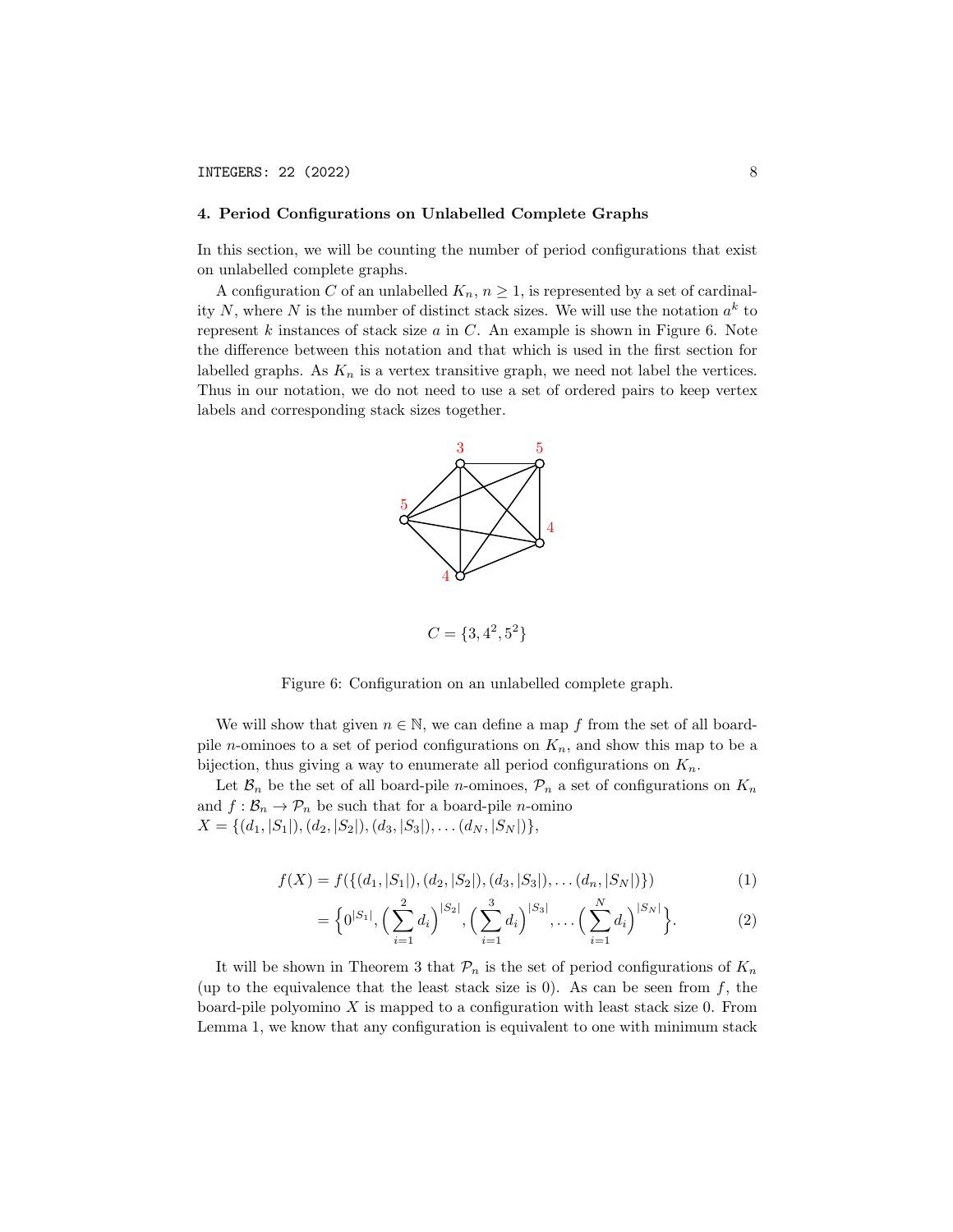## 4. Period Configurations on Unlabelled Complete Graphs

In this section, we will be counting the number of period configurations that exist on unlabelled complete graphs.

A configuration $C$ of an unlabelled $K_n$, $n \geq 1$, is represented by a set of cardinality $N$, where $N$ is the number of distinct stack sizes. We will use the notation $a^k$ to represent $k$ instances of stack size $a$ in $C$. An example is shown in Figure 6. Note the difference between this notation and that which is used in the first section for labelled graphs. As $K_n$ is a vertex transitive graph, we need not label the vertices. Thus in our notation, we do not need to use a set of ordered pairs to keep vertex labels and corresponding stack sizes together.

$C = \{3, 4^2, 5^2\}$

Figure 6: Configuration on an unlabelled complete graph.

We will show that given $n \in \mathbb{N}$, we can define a map $f$ from the set of all board-pile $n$-ominoes to a set of period configurations on $K_n$, and show this map to be a bijection, thus giving a way to enumerate all period configurations on $K_n$.

Let $\mathcal{B}_n$ be the set of all board-pile $n$-ominoes, $\mathcal{P}_n$ a set of configurations on $K_n$ and $f : \mathcal{B}_n \to \mathcal{P}_n$ be such that for a board-pile $n$-omino $X = \{(d_1, |S_1|), (d_2, |S_2|), (d_3, |S_3|), \dots (d_N, |S_N|)\}$,

$$f(X) = f(\{(d_1, |S_1|), (d_2, |S_2|), (d_3, |S_3|), \dots (d_n, |S_N|)\}) \tag{1}$$

$$= \Big\{0^{|S_1|}, \Big(\sum_{i=1}^{2} d_i\Big)^{|S_2|}, \Big(\sum_{i=1}^{3} d_i\Big)^{|S_3|}, \dots \Big(\sum_{i=1}^{N} d_i\Big)^{|S_N|}\Big\}. \tag{2}$$

It will be shown in Theorem 3 that $\mathcal{P}_n$ is the set of period configurations of $K_n$ (up to the equivalence that the least stack size is 0). As can be seen from $f$, the board-pile polyomino $X$ is mapped to a configuration with least stack size 0. From Lemma 1, we know that any configuration is equivalent to one with minimum stack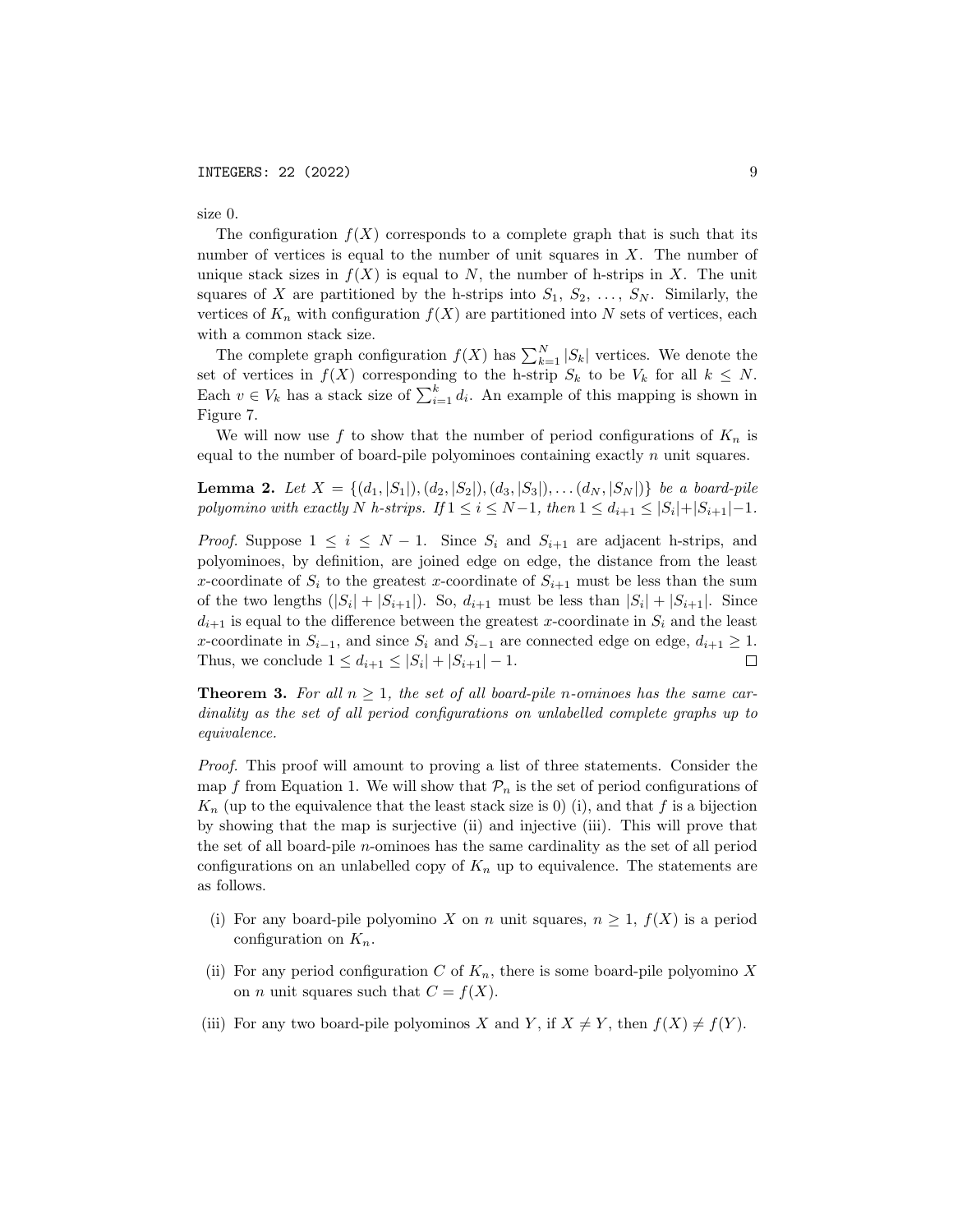size 0.

The configuration $f(X)$ corresponds to a complete graph that is such that its number of vertices is equal to the number of unit squares in $X$. The number of unique stack sizes in $f(X)$ is equal to $N$, the number of h-strips in $X$. The unit squares of $X$ are partitioned by the h-strips into $S_1, S_2, \ldots, S_N$. Similarly, the vertices of $K_n$ with configuration $f(X)$ are partitioned into $N$ sets of vertices, each with a common stack size.

The complete graph configuration $f(X)$ has $\sum_{k=1}^{N} |S_k|$ vertices. We denote the set of vertices in $f(X)$ corresponding to the h-strip $S_k$ to be $V_k$ for all $k \leq N$. Each $v \in V_k$ has a stack size of $\sum_{i=1}^{k} d_i$. An example of this mapping is shown in Figure 7.

We will now use $f$ to show that the number of period configurations of $K_n$ is equal to the number of board-pile polyominoes containing exactly $n$ unit squares.

**Lemma 2.** *Let $X = \{(d_1, |S_1|), (d_2, |S_2|), (d_3, |S_3|), \ldots (d_N, |S_N|)\}$ be a board-pile polyomino with exactly $N$ h-strips. If $1 \leq i \leq N-1$, then $1 \leq d_{i+1} \leq |S_i|+|S_{i+1}|-1$.*

*Proof.* Suppose $1 \leq i \leq N-1$. Since $S_i$ and $S_{i+1}$ are adjacent h-strips, and polyominoes, by definition, are joined edge on edge, the distance from the least $x$-coordinate of $S_i$ to the greatest $x$-coordinate of $S_{i+1}$ must be less than the sum of the two lengths ($|S_i| + |S_{i+1}|$). So, $d_{i+1}$ must be less than $|S_i| + |S_{i+1}|$. Since $d_{i+1}$ is equal to the difference between the greatest $x$-coordinate in $S_i$ and the least $x$-coordinate in $S_{i-1}$, and since $S_i$ and $S_{i-1}$ are connected edge on edge, $d_{i+1} \geq 1$. Thus, we conclude $1 \leq d_{i+1} \leq |S_i| + |S_{i+1}| - 1$. □

**Theorem 3.** *For all $n \geq 1$, the set of all board-pile $n$-ominoes has the same cardinality as the set of all period configurations on unlabelled complete graphs up to equivalence.*

*Proof.* This proof will amount to proving a list of three statements. Consider the map $f$ from Equation 1. We will show that $\mathcal{P}_n$ is the set of period configurations of $K_n$ (up to the equivalence that the least stack size is 0) (i), and that $f$ is a bijection by showing that the map is surjective (ii) and injective (iii). This will prove that the set of all board-pile $n$-ominoes has the same cardinality as the set of all period configurations on an unlabelled copy of $K_n$ up to equivalence. The statements are as follows.

(i) For any board-pile polyomino $X$ on $n$ unit squares, $n \geq 1$, $f(X)$ is a period configuration on $K_n$.

(ii) For any period configuration $C$ of $K_n$, there is some board-pile polyomino $X$ on $n$ unit squares such that $C = f(X)$.

(iii) For any two board-pile polyominos $X$ and $Y$, if $X \neq Y$, then $f(X) \neq f(Y)$.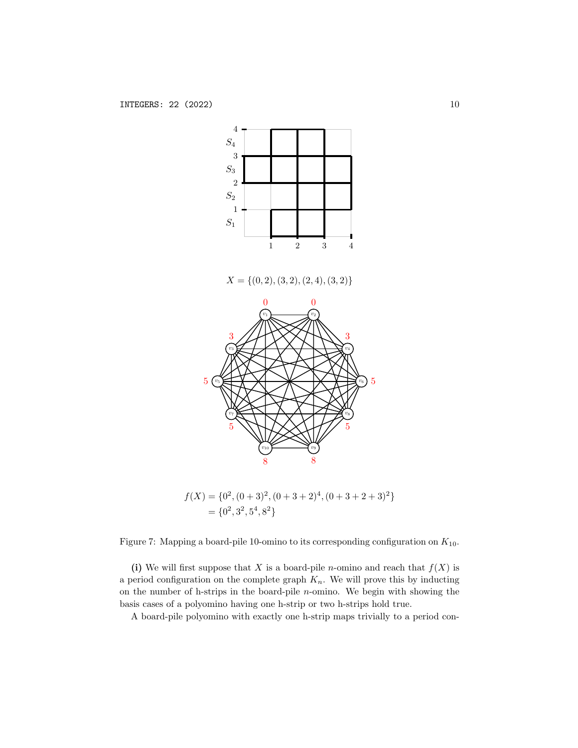$X = \{(0, 2), (3, 2), (2, 4), (3, 2)\}$

$$f(X) = \{0^2, (0+3)^2, (0+3+2)^4, (0+3+2+3)^2\}$$
$$= \{0^2, 3^2, 5^4, 8^2\}$$

Figure 7: Mapping a board-pile 10-omino to its corresponding configuration on $K_{10}$.

**(i)** We will first suppose that $X$ is a board-pile $n$-omino and reach that $f(X)$ is a period configuration on the complete graph $K_n$. We will prove this by inducting on the number of h-strips in the board-pile $n$-omino. We begin with showing the basis cases of a polyomino having one h-strip or two h-strips hold true.

A board-pile polyomino with exactly one h-strip maps trivially to a period con-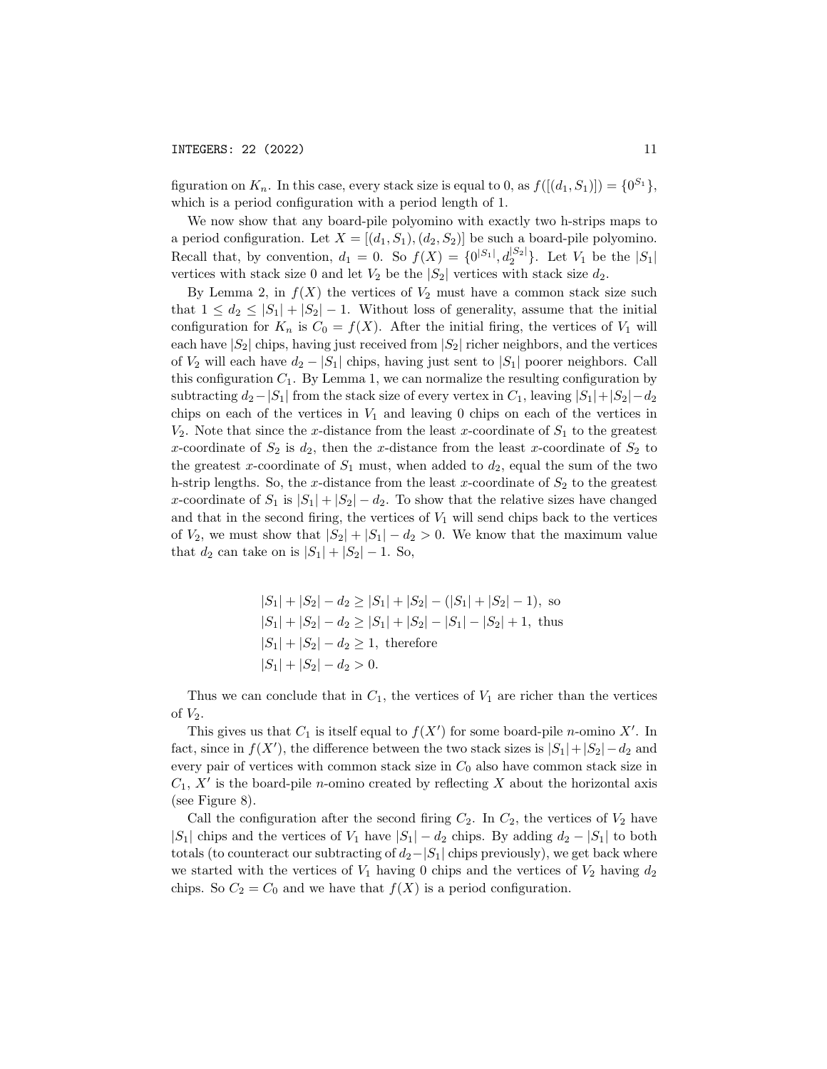figuration on $K_n$. In this case, every stack size is equal to 0, as $f([(d_1, S_1)]) = \{0^{S_1}\}$, which is a period configuration with a period length of 1.

We now show that any board-pile polyomino with exactly two h-strips maps to a period configuration. Let $X = [(d_1, S_1), (d_2, S_2)]$ be such a board-pile polyomino. Recall that, by convention, $d_1 = 0$. So $f(X) = \{0^{|S_1|}, d_2^{|S_2|}\}$. Let $V_1$ be the $|S_1|$ vertices with stack size 0 and let $V_2$ be the $|S_2|$ vertices with stack size $d_2$.

By Lemma 2, in $f(X)$ the vertices of $V_2$ must have a common stack size such that $1 \leq d_2 \leq |S_1| + |S_2| - 1$. Without loss of generality, assume that the initial configuration for $K_n$ is $C_0 = f(X)$. After the initial firing, the vertices of $V_1$ will each have $|S_2|$ chips, having just received from $|S_2|$ richer neighbors, and the vertices of $V_2$ will each have $d_2 - |S_1|$ chips, having just sent to $|S_1|$ poorer neighbors. Call this configuration $C_1$. By Lemma 1, we can normalize the resulting configuration by subtracting $d_2 - |S_1|$ from the stack size of every vertex in $C_1$, leaving $|S_1| + |S_2| - d_2$ chips on each of the vertices in $V_1$ and leaving 0 chips on each of the vertices in $V_2$. Note that since the $x$-distance from the least $x$-coordinate of $S_1$ to the greatest $x$-coordinate of $S_2$ is $d_2$, then the $x$-distance from the least $x$-coordinate of $S_2$ to the greatest $x$-coordinate of $S_1$ must, when added to $d_2$, equal the sum of the two h-strip lengths. So, the $x$-distance from the least $x$-coordinate of $S_2$ to the greatest $x$-coordinate of $S_1$ is $|S_1| + |S_2| - d_2$. To show that the relative sizes have changed and that in the second firing, the vertices of $V_1$ will send chips back to the vertices of $V_2$, we must show that $|S_2| + |S_1| - d_2 > 0$. We know that the maximum value that $d_2$ can take on is $|S_1| + |S_2| - 1$. So,

$$
\begin{aligned}
&|S_1| + |S_2| - d_2 \geq |S_1| + |S_2| - (|S_1| + |S_2| - 1), \text{ so} \\
&|S_1| + |S_2| - d_2 \geq |S_1| + |S_2| - |S_1| - |S_2| + 1, \text{ thus} \\
&|S_1| + |S_2| - d_2 \geq 1, \text{ therefore} \\
&|S_1| + |S_2| - d_2 > 0.
\end{aligned}
$$

Thus we can conclude that in $C_1$, the vertices of $V_1$ are richer than the vertices of $V_2$.

This gives us that $C_1$ is itself equal to $f(X')$ for some board-pile $n$-omino $X'$. In fact, since in $f(X')$, the difference between the two stack sizes is $|S_1| + |S_2| - d_2$ and every pair of vertices with common stack size in $C_0$ also have common stack size in $C_1$, $X'$ is the board-pile $n$-omino created by reflecting $X$ about the horizontal axis (see Figure 8).

Call the configuration after the second firing $C_2$. In $C_2$, the vertices of $V_2$ have $|S_1|$ chips and the vertices of $V_1$ have $|S_1| - d_2$ chips. By adding $d_2 - |S_1|$ to both totals (to counteract our subtracting of $d_2 - |S_1|$ chips previously), we get back where we started with the vertices of $V_1$ having 0 chips and the vertices of $V_2$ having $d_2$ chips. So $C_2 = C_0$ and we have that $f(X)$ is a period configuration.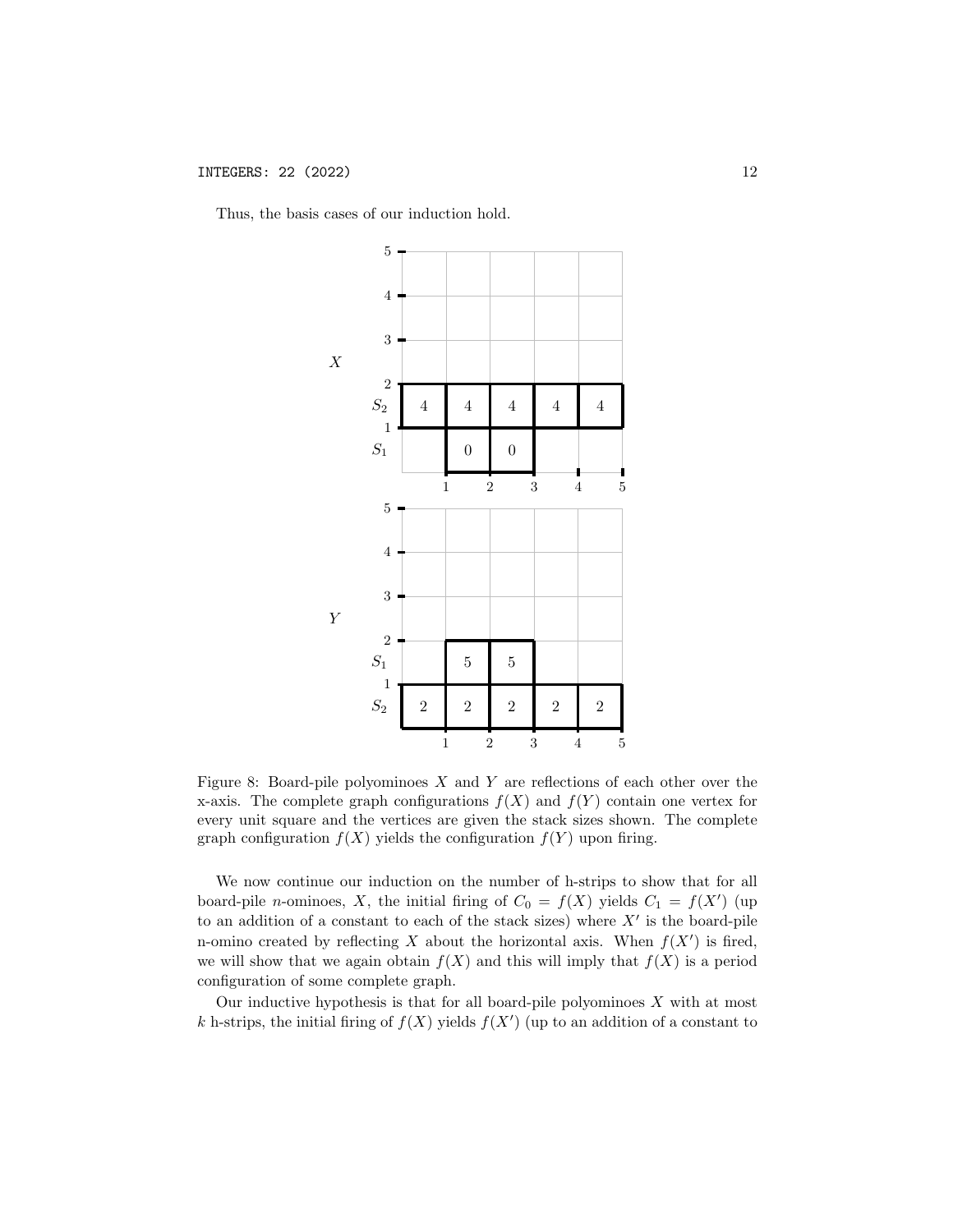Thus, the basis cases of our induction hold.

Figure 8: Board-pile polyominoes $X$ and $Y$ are reflections of each other over the x-axis. The complete graph configurations $f(X)$ and $f(Y)$ contain one vertex for every unit square and the vertices are given the stack sizes shown. The complete graph configuration $f(X)$ yields the configuration $f(Y)$ upon firing.

We now continue our induction on the number of h-strips to show that for all board-pile $n$-ominoes, $X$, the initial firing of $C_0 = f(X)$ yields $C_1 = f(X')$ (up to an addition of a constant to each of the stack sizes) where $X'$ is the board-pile n-omino created by reflecting $X$ about the horizontal axis. When $f(X')$ is fired, we will show that we again obtain $f(X)$ and this will imply that $f(X)$ is a period configuration of some complete graph.

Our inductive hypothesis is that for all board-pile polyominoes $X$ with at most $k$ h-strips, the initial firing of $f(X)$ yields $f(X')$ (up to an addition of a constant to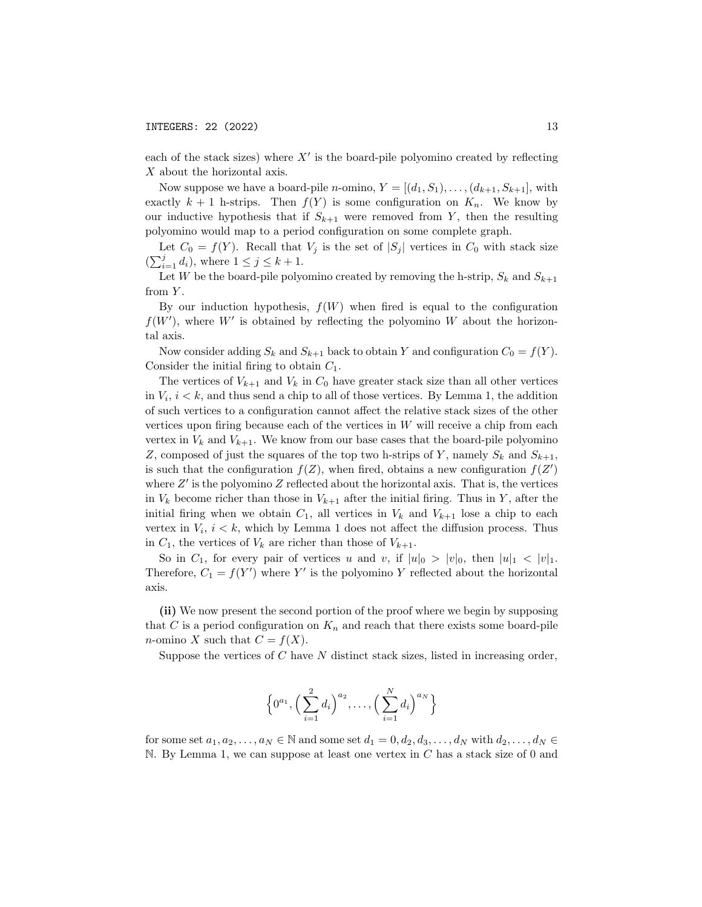each of the stack sizes) where $X'$ is the board-pile polyomino created by reflecting $X$ about the horizontal axis.

Now suppose we have a board-pile $n$-omino, $Y = [(d_1, S_1), \ldots, (d_{k+1}, S_{k+1}]$, with exactly $k+1$ h-strips. Then $f(Y)$ is some configuration on $K_n$. We know by our inductive hypothesis that if $S_{k+1}$ were removed from $Y$, then the resulting polyomino would map to a period configuration on some complete graph.

Let $C_0 = f(Y)$. Recall that $V_j$ is the set of $|S_j|$ vertices in $C_0$ with stack size $(\sum_{i=1}^{j} d_i)$, where $1 \leq j \leq k+1$.

Let $W$ be the board-pile polyomino created by removing the h-strip, $S_k$ and $S_{k+1}$ from $Y$.

By our induction hypothesis, $f(W)$ when fired is equal to the configuration $f(W')$, where $W'$ is obtained by reflecting the polyomino $W$ about the horizontal axis.

Now consider adding $S_k$ and $S_{k+1}$ back to obtain $Y$ and configuration $C_0 = f(Y)$. Consider the initial firing to obtain $C_1$.

The vertices of $V_{k+1}$ and $V_k$ in $C_0$ have greater stack size than all other vertices in $V_i$, $i < k$, and thus send a chip to all of those vertices. By Lemma 1, the addition of such vertices to a configuration cannot affect the relative stack sizes of the other vertices upon firing because each of the vertices in $W$ will receive a chip from each vertex in $V_k$ and $V_{k+1}$. We know from our base cases that the board-pile polyomino $Z$, composed of just the squares of the top two h-strips of $Y$, namely $S_k$ and $S_{k+1}$, is such that the configuration $f(Z)$, when fired, obtains a new configuration $f(Z')$ where $Z'$ is the polyomino $Z$ reflected about the horizontal axis. That is, the vertices in $V_k$ become richer than those in $V_{k+1}$ after the initial firing. Thus in $Y$, after the initial firing when we obtain $C_1$, all vertices in $V_k$ and $V_{k+1}$ lose a chip to each vertex in $V_i$, $i < k$, which by Lemma 1 does not affect the diffusion process. Thus in $C_1$, the vertices of $V_k$ are richer than those of $V_{k+1}$.

So in $C_1$, for every pair of vertices $u$ and $v$, if $|u|_0 > |v|_0$, then $|u|_1 < |v|_1$. Therefore, $C_1 = f(Y')$ where $Y'$ is the polyomino $Y$ reflected about the horizontal axis.

**(ii)** We now present the second portion of the proof where we begin by supposing that $C$ is a period configuration on $K_n$ and reach that there exists some board-pile $n$-omino $X$ such that $C = f(X)$.

Suppose the vertices of $C$ have $N$ distinct stack sizes, listed in increasing order,

$$\Big\{0^{a_1}, \Big(\sum_{i=1}^{2} d_i\Big)^{a_2}, \ldots, \Big(\sum_{i=1}^{N} d_i\Big)^{a_N}\Big\}$$

for some set $a_1, a_2, \ldots, a_N \in \mathbb{N}$ and some set $d_1 = 0, d_2, d_3, \ldots, d_N$ with $d_2, \ldots, d_N \in \mathbb{N}$. By Lemma 1, we can suppose at least one vertex in $C$ has a stack size of 0 and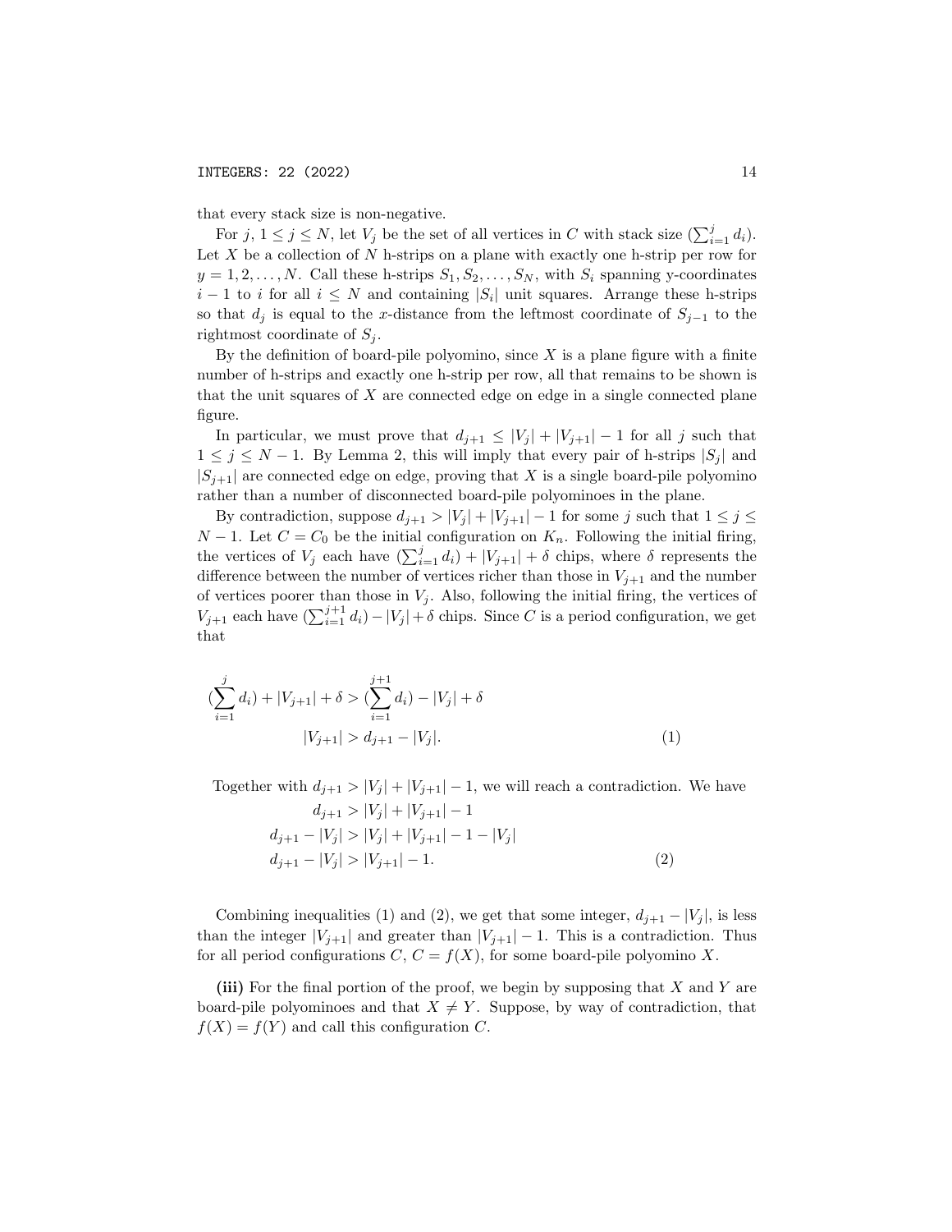that every stack size is non-negative.

For $j$, $1 \leq j \leq N$, let $V_j$ be the set of all vertices in $C$ with stack size $(\sum_{i=1}^{j} d_i)$. Let $X$ be a collection of $N$ h-strips on a plane with exactly one h-strip per row for $y = 1, 2, \ldots, N$. Call these h-strips $S_1, S_2, \ldots, S_N$, with $S_i$ spanning y-coordinates $i-1$ to $i$ for all $i \leq N$ and containing $|S_i|$ unit squares. Arrange these h-strips so that $d_j$ is equal to the $x$-distance from the leftmost coordinate of $S_{j-1}$ to the rightmost coordinate of $S_j$.

By the definition of board-pile polyomino, since $X$ is a plane figure with a finite number of h-strips and exactly one h-strip per row, all that remains to be shown is that the unit squares of $X$ are connected edge on edge in a single connected plane figure.

In particular, we must prove that $d_{j+1} \leq |V_j| + |V_{j+1}| - 1$ for all $j$ such that $1 \leq j \leq N-1$. By Lemma 2, this will imply that every pair of h-strips $|S_j|$ and $|S_{j+1}|$ are connected edge on edge, proving that $X$ is a single board-pile polyomino rather than a number of disconnected board-pile polyominoes in the plane.

By contradiction, suppose $d_{j+1} > |V_j| + |V_{j+1}| - 1$ for some $j$ such that $1 \leq j \leq N-1$. Let $C = C_0$ be the initial configuration on $K_n$. Following the initial firing, the vertices of $V_j$ each have $(\sum_{i=1}^{j} d_i) + |V_{j+1}| + \delta$ chips, where $\delta$ represents the difference between the number of vertices richer than those in $V_{j+1}$ and the number of vertices poorer than those in $V_j$. Also, following the initial firing, the vertices of $V_{j+1}$ each have $(\sum_{i=1}^{j+1} d_i) - |V_j| + \delta$ chips. Since $C$ is a period configuration, we get that

$$
\begin{aligned}
(\sum_{i=1}^{j} d_i) + |V_{j+1}| + \delta &> (\sum_{i=1}^{j+1} d_i) - |V_j| + \delta \\
|V_{j+1}| &> d_{j+1} - |V_j|. \qquad (1)
\end{aligned}
$$

Together with $d_{j+1} > |V_j| + |V_{j+1}| - 1$, we will reach a contradiction. We have

$$
\begin{aligned}
d_{j+1} &> |V_j| + |V_{j+1}| - 1 \\
d_{j+1} - |V_j| &> |V_j| + |V_{j+1}| - 1 - |V_j| \\
d_{j+1} - |V_j| &> |V_{j+1}| - 1. \qquad (2)
\end{aligned}
$$

Combining inequalities (1) and (2), we get that some integer, $d_{j+1} - |V_j|$, is less than the integer $|V_{j+1}|$ and greater than $|V_{j+1}| - 1$. This is a contradiction. Thus for all period configurations $C$, $C = f(X)$, for some board-pile polyomino $X$.

**(iii)** For the final portion of the proof, we begin by supposing that $X$ and $Y$ are board-pile polyominoes and that $X \neq Y$. Suppose, by way of contradiction, that $f(X) = f(Y)$ and call this configuration $C$.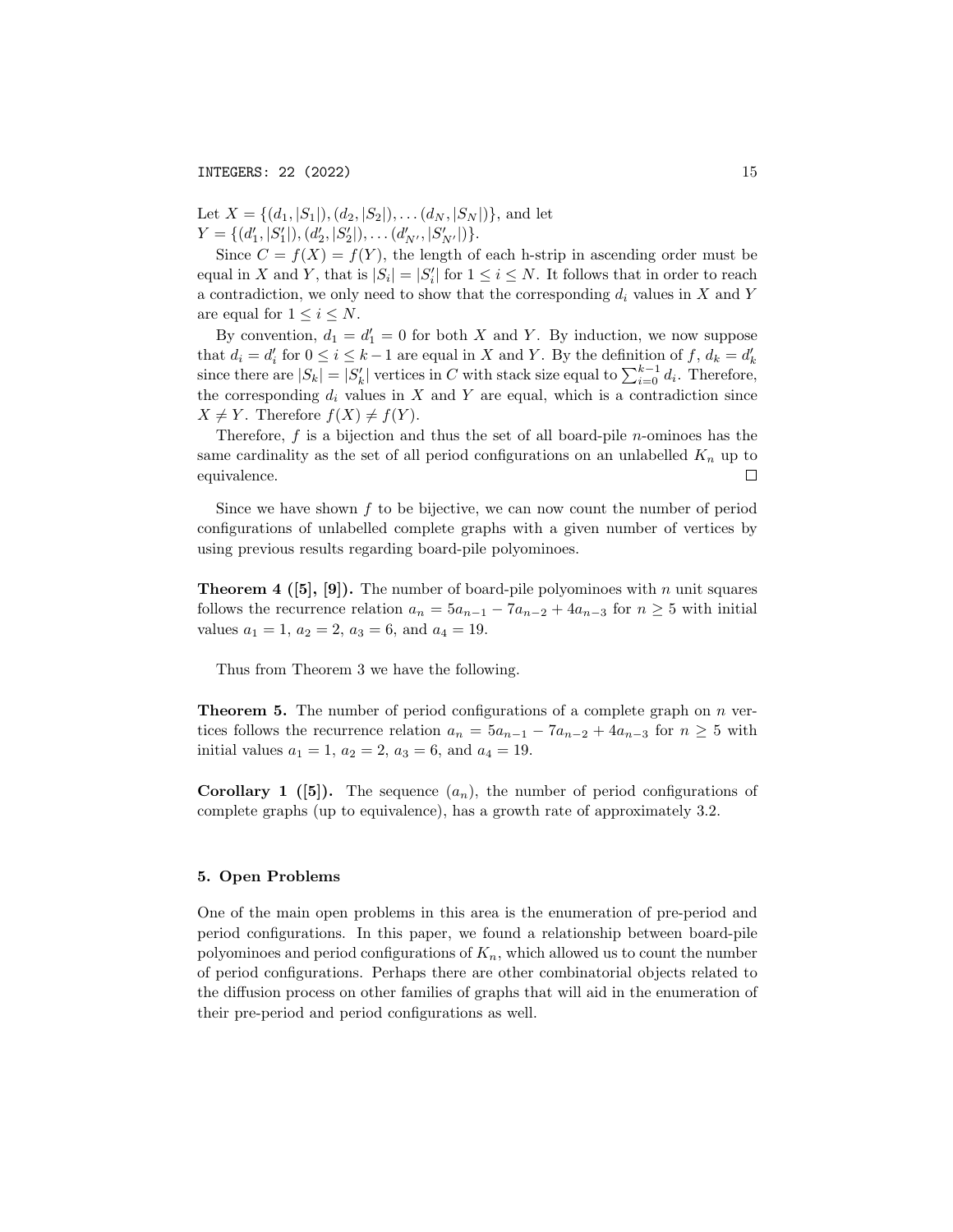Let $X = \{(d_1, |S_1|), (d_2, |S_2|), \ldots (d_N, |S_N|)\}$, and let
$Y = \{(d_1', |S_1'|), (d_2', |S_2'|), \ldots (d_{N'}', |S_{N'}'|)\}$.

Since $C = f(X) = f(Y)$, the length of each h-strip in ascending order must be equal in $X$ and $Y$, that is $|S_i| = |S_i'|$ for $1 \leq i \leq N$. It follows that in order to reach a contradiction, we only need to show that the corresponding $d_i$ values in $X$ and $Y$ are equal for $1 \leq i \leq N$.

By convention, $d_1 = d_1' = 0$ for both $X$ and $Y$. By induction, we now suppose that $d_i = d_i'$ for $0 \leq i \leq k-1$ are equal in $X$ and $Y$. By the definition of $f$, $d_k = d_k'$ since there are $|S_k| = |S_k'|$ vertices in $C$ with stack size equal to $\sum_{i=0}^{k-1} d_i$. Therefore, the corresponding $d_i$ values in $X$ and $Y$ are equal, which is a contradiction since $X \neq Y$. Therefore $f(X) \neq f(Y)$.

Therefore, $f$ is a bijection and thus the set of all board-pile $n$-ominoes has the same cardinality as the set of all period configurations on an unlabelled $K_n$ up to equivalence. □

Since we have shown $f$ to be bijective, we can now count the number of period configurations of unlabelled complete graphs with a given number of vertices by using previous results regarding board-pile polyominoes.

**Theorem 4 ([5], [9]).** The number of board-pile polyominoes with $n$ unit squares follows the recurrence relation $a_n = 5a_{n-1} - 7a_{n-2} + 4a_{n-3}$ for $n \geq 5$ with initial values $a_1 = 1$, $a_2 = 2$, $a_3 = 6$, and $a_4 = 19$.

Thus from Theorem 3 we have the following.

**Theorem 5.** The number of period configurations of a complete graph on $n$ vertices follows the recurrence relation $a_n = 5a_{n-1} - 7a_{n-2} + 4a_{n-3}$ for $n \geq 5$ with initial values $a_1 = 1$, $a_2 = 2$, $a_3 = 6$, and $a_4 = 19$.

**Corollary 1 ([5]).** The sequence $(a_n)$, the number of period configurations of complete graphs (up to equivalence), has a growth rate of approximately 3.2.

## 5. Open Problems

One of the main open problems in this area is the enumeration of pre-period and period configurations. In this paper, we found a relationship between board-pile polyominoes and period configurations of $K_n$, which allowed us to count the number of period configurations. Perhaps there are other combinatorial objects related to the diffusion process on other families of graphs that will aid in the enumeration of their pre-period and period configurations as well.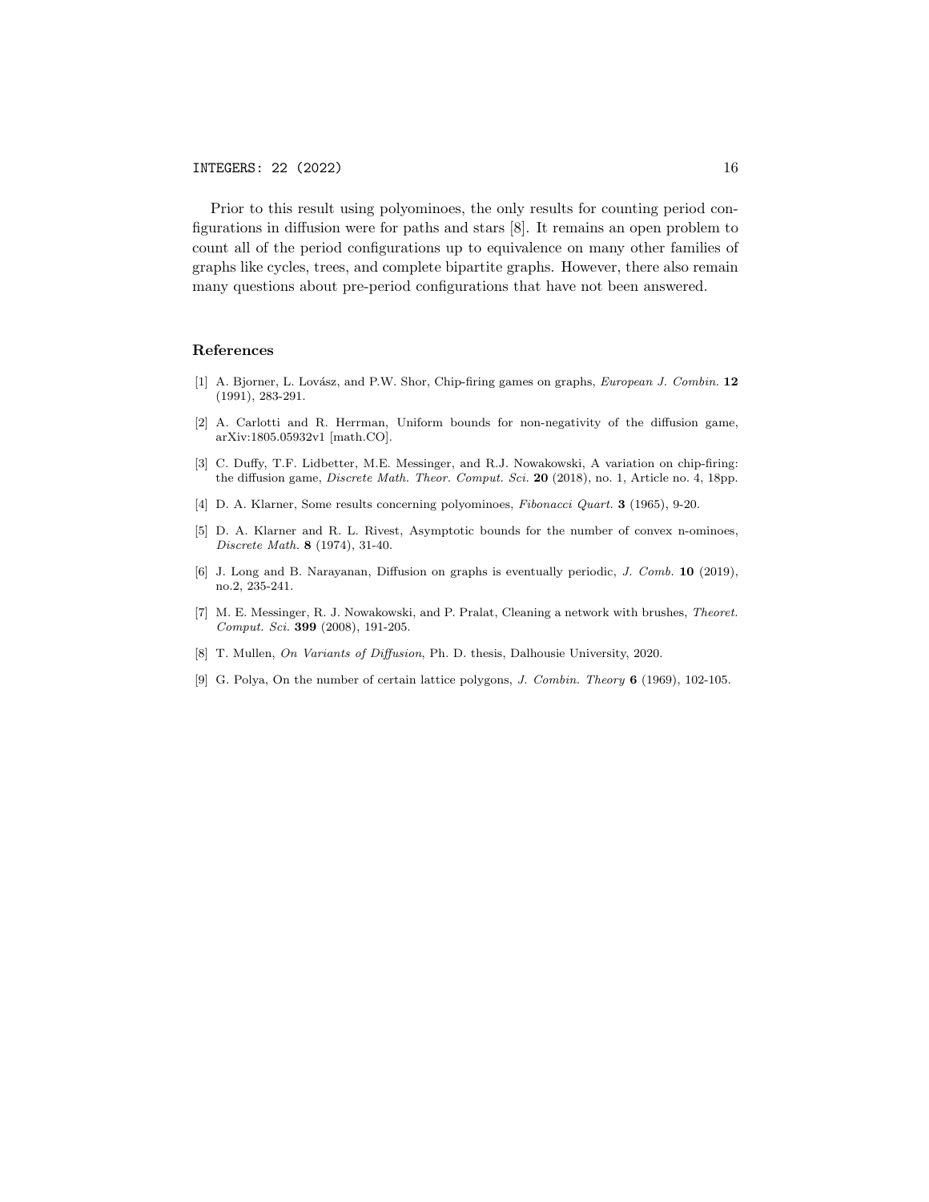Prior to this result using polyominoes, the only results for counting period configurations in diffusion were for paths and stars [8]. It remains an open problem to count all of the period configurations up to equivalence on many other families of graphs like cycles, trees, and complete bipartite graphs. However, there also remain many questions about pre-period configurations that have not been answered.

## References

[1] A. Bjorner, L. Lovász, and P.W. Shor, Chip-firing games on graphs, *European J. Combin.* **12** (1991), 283-291.

[2] A. Carlotti and R. Herrman, Uniform bounds for non-negativity of the diffusion game, arXiv:1805.05932v1 [math.CO].

[3] C. Duffy, T.F. Lidbetter, M.E. Messinger, and R.J. Nowakowski, A variation on chip-firing: the diffusion game, *Discrete Math. Theor. Comput. Sci.* **20** (2018), no. 1, Article no. 4, 18pp.

[4] D. A. Klarner, Some results concerning polyominoes, *Fibonacci Quart.* **3** (1965), 9-20.

[5] D. A. Klarner and R. L. Rivest, Asymptotic bounds for the number of convex n-ominoes, *Discrete Math.* **8** (1974), 31-40.

[6] J. Long and B. Narayanan, Diffusion on graphs is eventually periodic, *J. Comb.* **10** (2019), no.2, 235-241.

[7] M. E. Messinger, R. J. Nowakowski, and P. Pralat, Cleaning a network with brushes, *Theoret. Comput. Sci.* **399** (2008), 191-205.

[8] T. Mullen, *On Variants of Diffusion*, Ph. D. thesis, Dalhousie University, 2020.

[9] G. Polya, On the number of certain lattice polygons, *J. Combin. Theory* **6** (1969), 102-105.